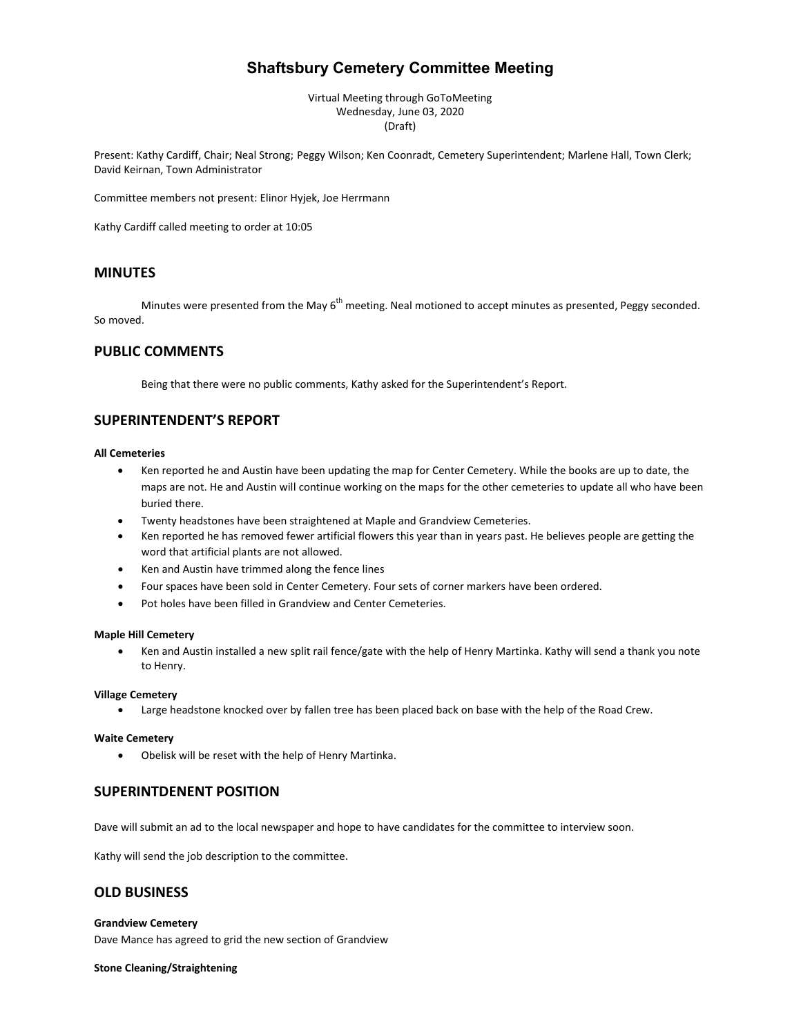# Shaftsbury Cemetery Committee Meeting

Virtual Meeting through GoToMeeting
Wednesday, June 03, 2020
(Draft)

Present: Kathy Cardiff, Chair; Neal Strong; Peggy Wilson; Ken Coonradt, Cemetery Superintendent; Marlene Hall, Town Clerk; David Keirnan, Town Administrator

Committee members not present: Elinor Hyjek, Joe Herrmann

Kathy Cardiff called meeting to order at 10:05

## MINUTES

Minutes were presented from the May 6th meeting. Neal motioned to accept minutes as presented, Peggy seconded. So moved.

## PUBLIC COMMENTS

Being that there were no public comments, Kathy asked for the Superintendent's Report.

## SUPERINTENDENT'S REPORT

**All Cemeteries**

- Ken reported he and Austin have been updating the map for Center Cemetery. While the books are up to date, the maps are not. He and Austin will continue working on the maps for the other cemeteries to update all who have been buried there.
- Twenty headstones have been straightened at Maple and Grandview Cemeteries.
- Ken reported he has removed fewer artificial flowers this year than in years past. He believes people are getting the word that artificial plants are not allowed.
- Ken and Austin have trimmed along the fence lines
- Four spaces have been sold in Center Cemetery. Four sets of corner markers have been ordered.
- Pot holes have been filled in Grandview and Center Cemeteries.

**Maple Hill Cemetery**

- Ken and Austin installed a new split rail fence/gate with the help of Henry Martinka. Kathy will send a thank you note to Henry.

**Village Cemetery**

- Large headstone knocked over by fallen tree has been placed back on base with the help of the Road Crew.

**Waite Cemetery**

- Obelisk will be reset with the help of Henry Martinka.

## SUPERINTDENENT POSITION

Dave will submit an ad to the local newspaper and hope to have candidates for the committee to interview soon.

Kathy will send the job description to the committee.

## OLD BUSINESS

**Grandview Cemetery**

Dave Mance has agreed to grid the new section of Grandview

**Stone Cleaning/Straightening**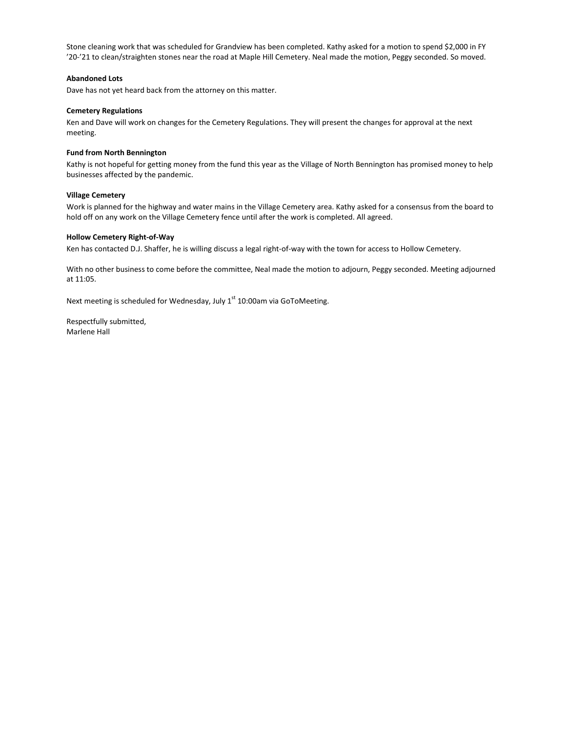Stone cleaning work that was scheduled for Grandview has been completed. Kathy asked for a motion to spend $2,000 in FY '20-'21 to clean/straighten stones near the road at Maple Hill Cemetery. Neal made the motion, Peggy seconded. So moved.

**Abandoned Lots**

Dave has not yet heard back from the attorney on this matter.

**Cemetery Regulations**

Ken and Dave will work on changes for the Cemetery Regulations. They will present the changes for approval at the next meeting.

**Fund from North Bennington**

Kathy is not hopeful for getting money from the fund this year as the Village of North Bennington has promised money to help businesses affected by the pandemic.

**Village Cemetery**

Work is planned for the highway and water mains in the Village Cemetery area. Kathy asked for a consensus from the board to hold off on any work on the Village Cemetery fence until after the work is completed. All agreed.

**Hollow Cemetery Right-of-Way**

Ken has contacted D.J. Shaffer, he is willing discuss a legal right-of-way with the town for access to Hollow Cemetery.

With no other business to come before the committee, Neal made the motion to adjourn, Peggy seconded. Meeting adjourned at 11:05.

Next meeting is scheduled for Wednesday, July 1st 10:00am via GoToMeeting.

Respectfully submitted,
Marlene Hall